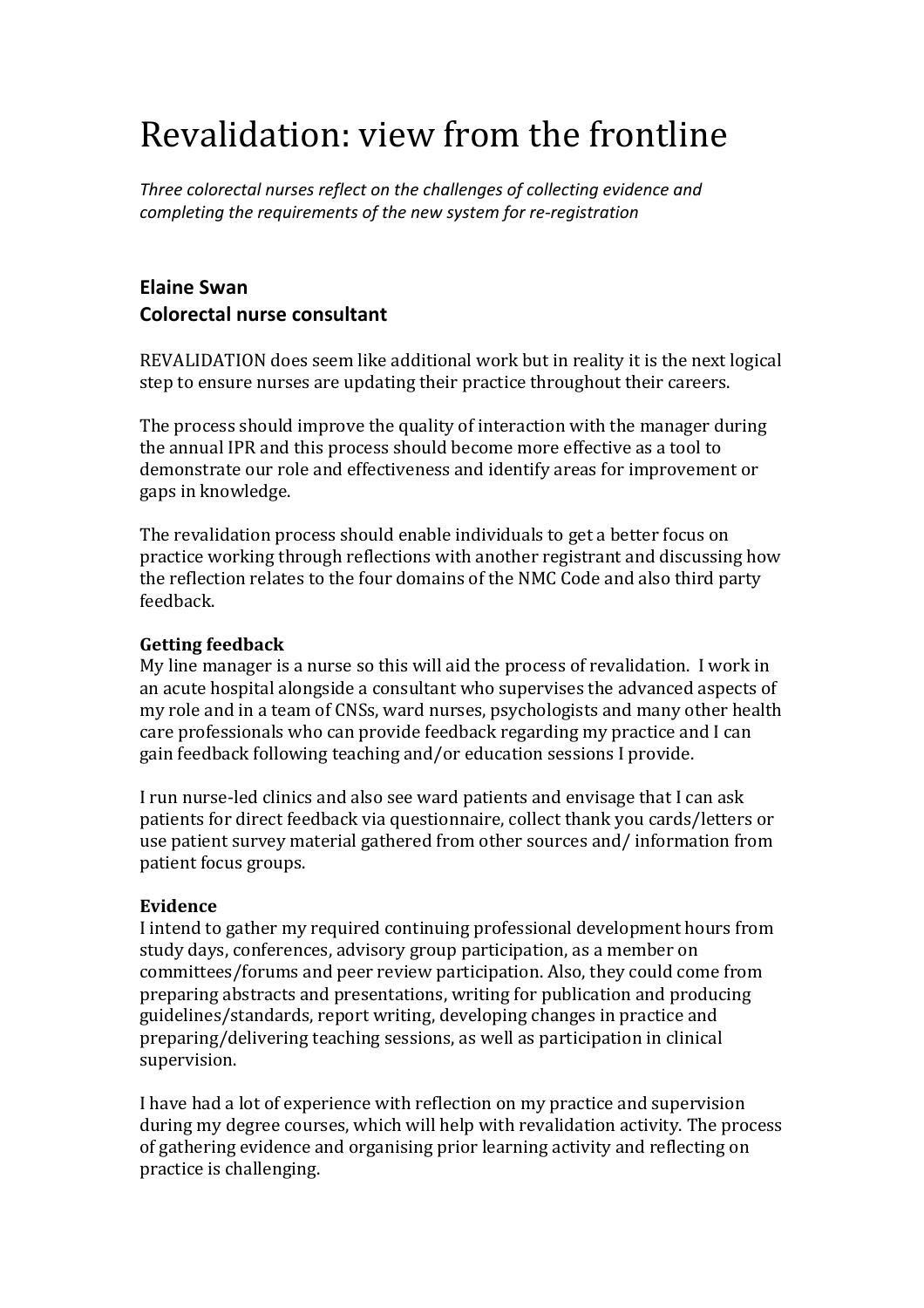# Revalidation: view from the frontline

*Three colorectal nurses reflect on the challenges of collecting evidence and completing the requirements of the new system for re-registration*

## Elaine Swan
## Colorectal nurse consultant

REVALIDATION does seem like additional work but in reality it is the next logical step to ensure nurses are updating their practice throughout their careers.

The process should improve the quality of interaction with the manager during the annual IPR and this process should become more effective as a tool to demonstrate our role and effectiveness and identify areas for improvement or gaps in knowledge.

The revalidation process should enable individuals to get a better focus on practice working through reflections with another registrant and discussing how the reflection relates to the four domains of the NMC Code and also third party feedback.

**Getting feedback**

My line manager is a nurse so this will aid the process of revalidation. I work in an acute hospital alongside a consultant who supervises the advanced aspects of my role and in a team of CNSs, ward nurses, psychologists and many other health care professionals who can provide feedback regarding my practice and I can gain feedback following teaching and/or education sessions I provide.

I run nurse-led clinics and also see ward patients and envisage that I can ask patients for direct feedback via questionnaire, collect thank you cards/letters or use patient survey material gathered from other sources and/ information from patient focus groups.

**Evidence**

I intend to gather my required continuing professional development hours from study days, conferences, advisory group participation, as a member on committees/forums and peer review participation. Also, they could come from preparing abstracts and presentations, writing for publication and producing guidelines/standards, report writing, developing changes in practice and preparing/delivering teaching sessions, as well as participation in clinical supervision.

I have had a lot of experience with reflection on my practice and supervision during my degree courses, which will help with revalidation activity. The process of gathering evidence and organising prior learning activity and reflecting on practice is challenging.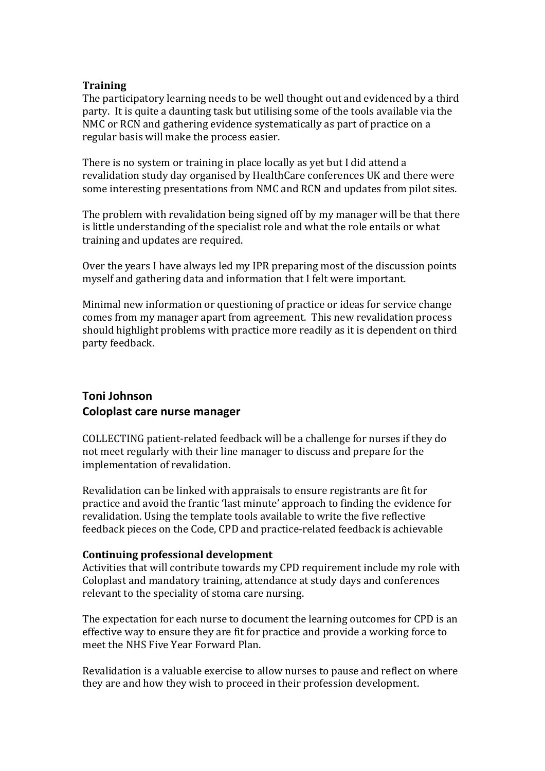**Training**

The participatory learning needs to be well thought out and evidenced by a third party. It is quite a daunting task but utilising some of the tools available via the NMC or RCN and gathering evidence systematically as part of practice on a regular basis will make the process easier.

There is no system or training in place locally as yet but I did attend a revalidation study day organised by HealthCare conferences UK and there were some interesting presentations from NMC and RCN and updates from pilot sites.

The problem with revalidation being signed off by my manager will be that there is little understanding of the specialist role and what the role entails or what training and updates are required.

Over the years I have always led my IPR preparing most of the discussion points myself and gathering data and information that I felt were important.

Minimal new information or questioning of practice or ideas for service change comes from my manager apart from agreement. This new revalidation process should highlight problems with practice more readily as it is dependent on third party feedback.

## Toni Johnson
## Coloplast care nurse manager

COLLECTING patient-related feedback will be a challenge for nurses if they do not meet regularly with their line manager to discuss and prepare for the implementation of revalidation.

Revalidation can be linked with appraisals to ensure registrants are fit for practice and avoid the frantic 'last minute' approach to finding the evidence for revalidation. Using the template tools available to write the five reflective feedback pieces on the Code, CPD and practice-related feedback is achievable

**Continuing professional development**

Activities that will contribute towards my CPD requirement include my role with Coloplast and mandatory training, attendance at study days and conferences relevant to the speciality of stoma care nursing.

The expectation for each nurse to document the learning outcomes for CPD is an effective way to ensure they are fit for practice and provide a working force to meet the NHS Five Year Forward Plan.

Revalidation is a valuable exercise to allow nurses to pause and reflect on where they are and how they wish to proceed in their profession development.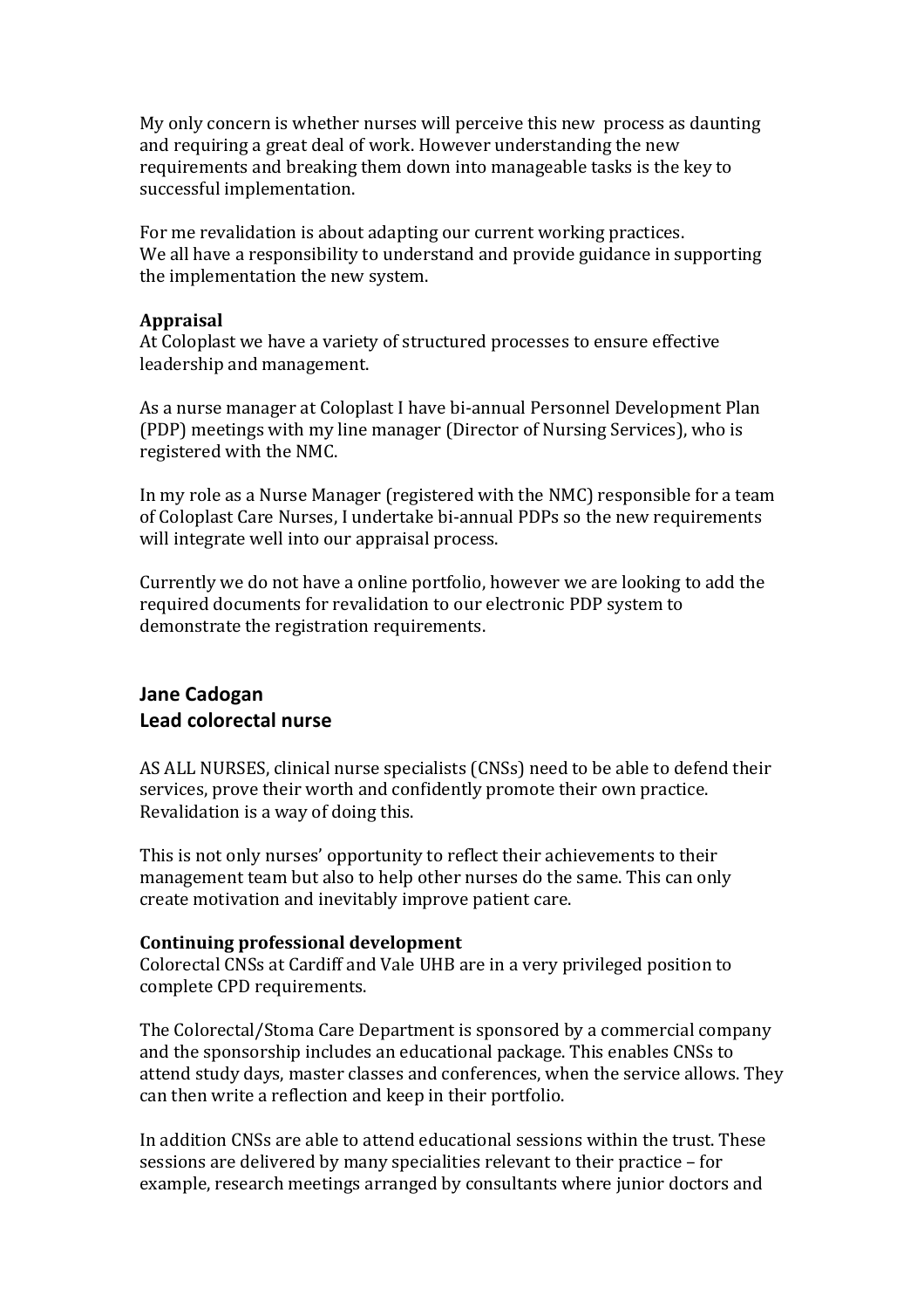My only concern is whether nurses will perceive this new process as daunting and requiring a great deal of work. However understanding the new requirements and breaking them down into manageable tasks is the key to successful implementation.

For me revalidation is about adapting our current working practices. We all have a responsibility to understand and provide guidance in supporting the implementation the new system.

**Appraisal**
At Coloplast we have a variety of structured processes to ensure effective leadership and management.

As a nurse manager at Coloplast I have bi-annual Personnel Development Plan (PDP) meetings with my line manager (Director of Nursing Services), who is registered with the NMC.

In my role as a Nurse Manager (registered with the NMC) responsible for a team of Coloplast Care Nurses, I undertake bi-annual PDPs so the new requirements will integrate well into our appraisal process.

Currently we do not have a online portfolio, however we are looking to add the required documents for revalidation to our electronic PDP system to demonstrate the registration requirements.

## Jane Cadogan
## Lead colorectal nurse

AS ALL NURSES, clinical nurse specialists (CNSs) need to be able to defend their services, prove their worth and confidently promote their own practice. Revalidation is a way of doing this.

This is not only nurses' opportunity to reflect their achievements to their management team but also to help other nurses do the same. This can only create motivation and inevitably improve patient care.

**Continuing professional development**
Colorectal CNSs at Cardiff and Vale UHB are in a very privileged position to complete CPD requirements.

The Colorectal/Stoma Care Department is sponsored by a commercial company and the sponsorship includes an educational package. This enables CNSs to attend study days, master classes and conferences, when the service allows. They can then write a reflection and keep in their portfolio.

In addition CNSs are able to attend educational sessions within the trust. These sessions are delivered by many specialities relevant to their practice – for example, research meetings arranged by consultants where junior doctors and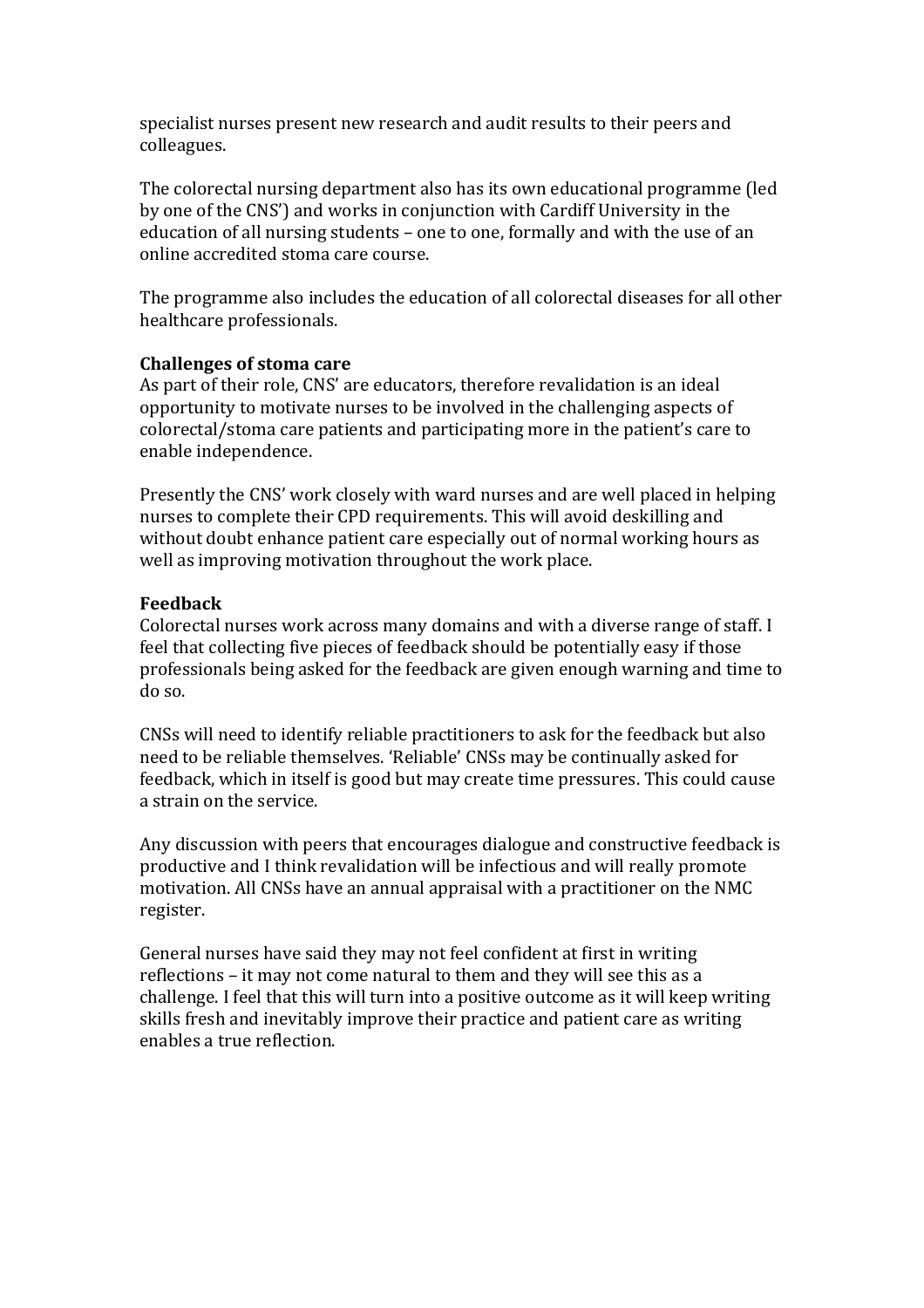specialist nurses present new research and audit results to their peers and colleagues.

The colorectal nursing department also has its own educational programme (led by one of the CNS') and works in conjunction with Cardiff University in the education of all nursing students – one to one, formally and with the use of an online accredited stoma care course.

The programme also includes the education of all colorectal diseases for all other healthcare professionals.

**Challenges of stoma care**

As part of their role, CNS' are educators, therefore revalidation is an ideal opportunity to motivate nurses to be involved in the challenging aspects of colorectal/stoma care patients and participating more in the patient's care to enable independence.

Presently the CNS' work closely with ward nurses and are well placed in helping nurses to complete their CPD requirements. This will avoid deskilling and without doubt enhance patient care especially out of normal working hours as well as improving motivation throughout the work place.

**Feedback**

Colorectal nurses work across many domains and with a diverse range of staff. I feel that collecting five pieces of feedback should be potentially easy if those professionals being asked for the feedback are given enough warning and time to do so.

CNSs will need to identify reliable practitioners to ask for the feedback but also need to be reliable themselves. 'Reliable' CNSs may be continually asked for feedback, which in itself is good but may create time pressures. This could cause a strain on the service.

Any discussion with peers that encourages dialogue and constructive feedback is productive and I think revalidation will be infectious and will really promote motivation. All CNSs have an annual appraisal with a practitioner on the NMC register.

General nurses have said they may not feel confident at first in writing reflections – it may not come natural to them and they will see this as a challenge. I feel that this will turn into a positive outcome as it will keep writing skills fresh and inevitably improve their practice and patient care as writing enables a true reflection.